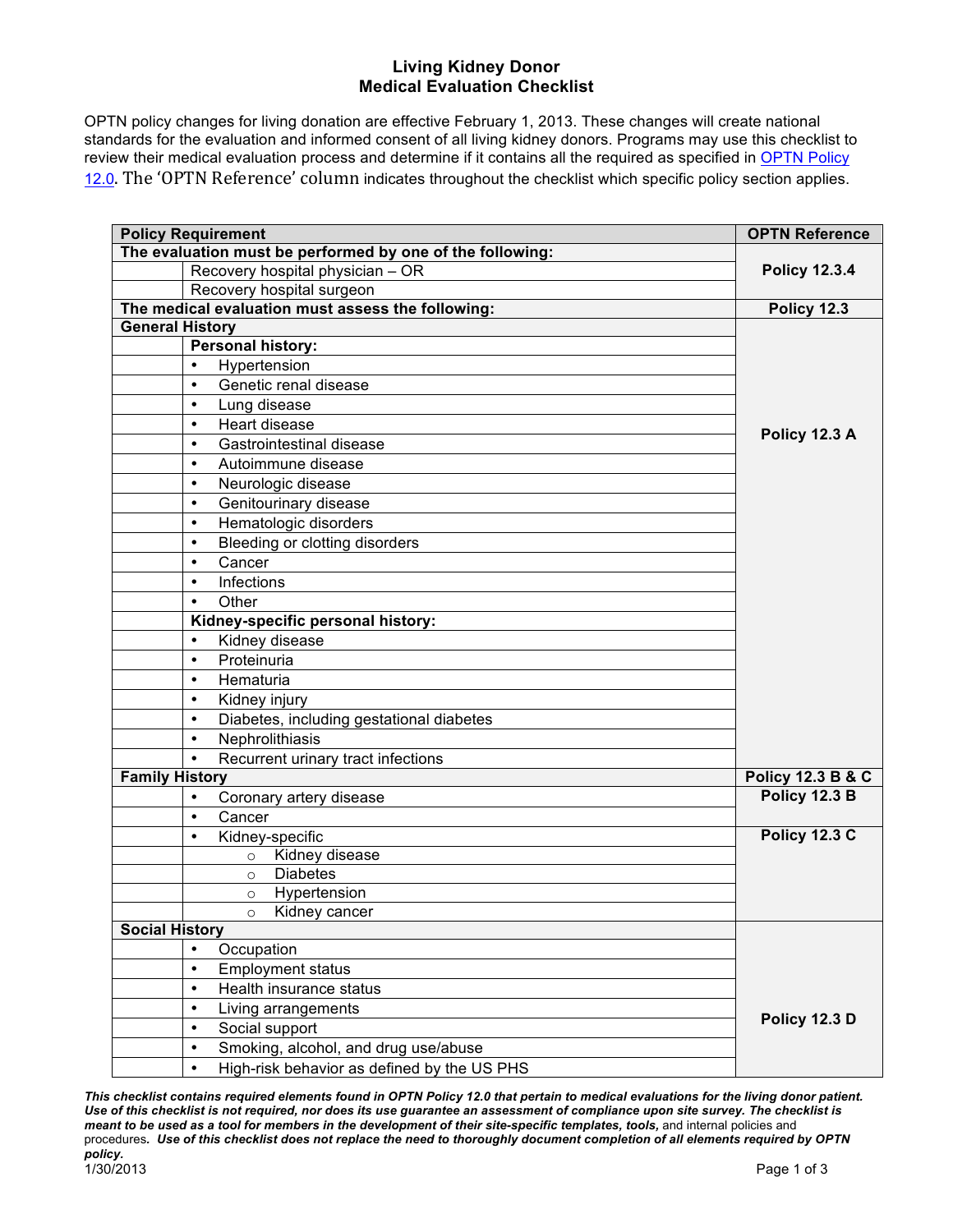# Living Kidney Donor
# Medical Evaluation Checklist

OPTN policy changes for living donation are effective February 1, 2013. These changes will create national standards for the evaluation and informed consent of all living kidney donors. Programs may use this checklist to review their medical evaluation process and determine if it contains all the required as specified in OPTN Policy 12.0. The 'OPTN Reference' column indicates throughout the checklist which specific policy section applies.

| Policy Requirement | | OPTN Reference |
|---|---|---|
| **The evaluation must be performed by one of the following:** | | **Policy 12.3.4** |
| | Recovery hospital physician – OR | |
| | Recovery hospital surgeon | |
| **The medical evaluation must assess the following:** | | **Policy 12.3** |
| **General History** | | **Policy 12.3 A** |
| | **Personal history:** | |
| | • Hypertension | |
| | • Genetic renal disease | |
| | • Lung disease | |
| | • Heart disease | |
| | • Gastrointestinal disease | |
| | • Autoimmune disease | |
| | • Neurologic disease | |
| | • Genitourinary disease | |
| | • Hematologic disorders | |
| | • Bleeding or clotting disorders | |
| | • Cancer | |
| | • Infections | |
| | • Other | |
| | **Kidney-specific personal history:** | |
| | • Kidney disease | |
| | • Proteinuria | |
| | • Hematuria | |
| | • Kidney injury | |
| | • Diabetes, including gestational diabetes | |
| | • Nephrolithiasis | |
| | • Recurrent urinary tract infections | |
| **Family History** | | **Policy 12.3 B & C** |
| | • Coronary artery disease | **Policy 12.3 B** |
| | • Cancer | |
| | • Kidney-specific | **Policy 12.3 C** |
| | ○ Kidney disease | |
| | ○ Diabetes | |
| | ○ Hypertension | |
| | ○ Kidney cancer | |
| **Social History** | | **Policy 12.3 D** |
| | • Occupation | |
| | • Employment status | |
| | • Health insurance status | |
| | • Living arrangements | |
| | • Social support | |
| | • Smoking, alcohol, and drug use/abuse | |
| | • High-risk behavior as defined by the US PHS | |

***This checklist contains required elements found in OPTN Policy 12.0 that pertain to medical evaluations for the living donor patient. Use of this checklist is not required, nor does its use guarantee an assessment of compliance upon site survey. The checklist is meant to be used as a tool for members in the development of their site-specific templates, tools,*** and internal policies and procedures***. Use of this checklist does not replace the need to thoroughly document completion of all elements required by OPTN policy.***

1/30/2013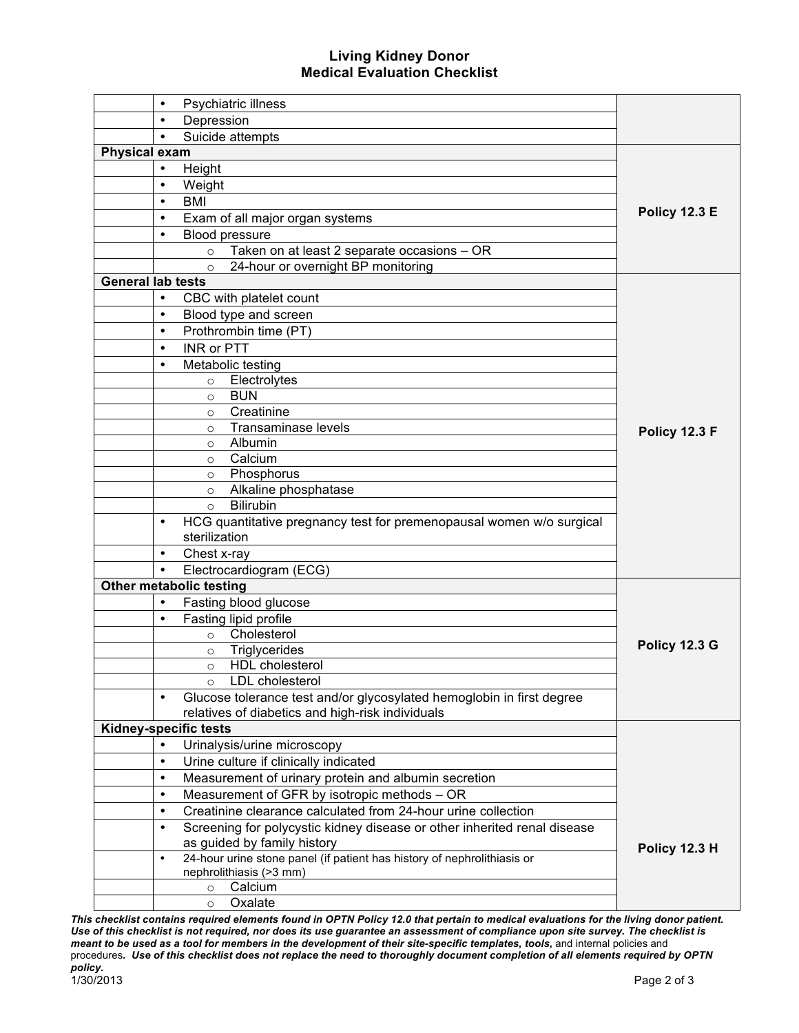# Living Kidney Donor
## Medical Evaluation Checklist

| | | |
|---|---|---|
| | • Psychiatric illness | |
| | • Depression | |
| | • Suicide attempts | |
| **Physical exam** | | **Policy 12.3 E** |
| | • Height | |
| | • Weight | |
| | • BMI | |
| | • Exam of all major organ systems | |
| | • Blood pressure | |
| | ○ Taken on at least 2 separate occasions – OR | |
| | ○ 24-hour or overnight BP monitoring | |
| **General lab tests** | | **Policy 12.3 F** |
| | • CBC with platelet count | |
| | • Blood type and screen | |
| | • Prothrombin time (PT) | |
| | • INR or PTT | |
| | • Metabolic testing | |
| | ○ Electrolytes | |
| | ○ BUN | |
| | ○ Creatinine | |
| | ○ Transaminase levels | |
| | ○ Albumin | |
| | ○ Calcium | |
| | ○ Phosphorus | |
| | ○ Alkaline phosphatase | |
| | ○ Bilirubin | |
| | • HCG quantitative pregnancy test for premenopausal women w/o surgical sterilization | |
| | • Chest x-ray | |
| | • Electrocardiogram (ECG) | |
| **Other metabolic testing** | | **Policy 12.3 G** |
| | • Fasting blood glucose | |
| | • Fasting lipid profile | |
| | ○ Cholesterol | |
| | ○ Triglycerides | |
| | ○ HDL cholesterol | |
| | ○ LDL cholesterol | |
| | • Glucose tolerance test and/or glycosylated hemoglobin in first degree relatives of diabetics and high-risk individuals | |
| **Kidney-specific tests** | | **Policy 12.3 H** |
| | • Urinalysis/urine microscopy | |
| | • Urine culture if clinically indicated | |
| | • Measurement of urinary protein and albumin secretion | |
| | • Measurement of GFR by isotropic methods – OR | |
| | • Creatinine clearance calculated from 24-hour urine collection | |
| | • Screening for polycystic kidney disease or other inherited renal disease as guided by family history | |
| | • 24-hour urine stone panel (if patient has history of nephrolithiasis or nephrolithiasis (>3 mm) | |
| | ○ Calcium | |
| | ○ Oxalate | |

***This checklist contains required elements found in OPTN Policy 12.0 that pertain to medical evaluations for the living donor patient. Use of this checklist is not required, nor does its use guarantee an assessment of compliance upon site survey. The checklist is meant to be used as a tool for members in the development of their site-specific templates, tools,*** and internal policies and procedures***. Use of this checklist does not replace the need to thoroughly document completion of all elements required by OPTN policy.***

1/30/2013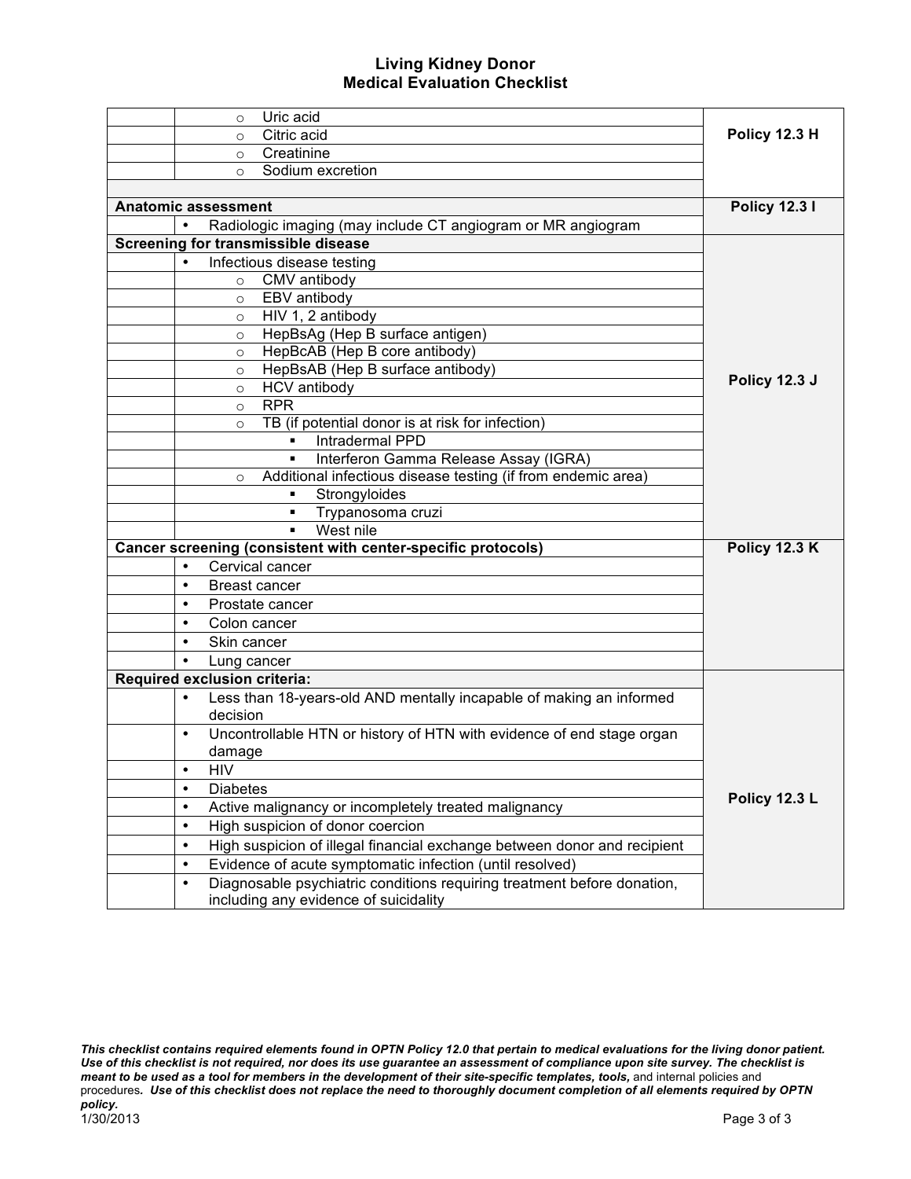# Living Kidney Donor
# Medical Evaluation Checklist

| | | | |
|---|---|---|---|
| | ○ Uric acid | | **Policy 12.3 H** |
| | ○ Citric acid | | |
| | ○ Creatinine | | |
| | ○ Sodium excretion | | |
| | | | |
| **Anatomic assessment** | | | **Policy 12.3 I** |
| | • Radiologic imaging (may include CT angiogram or MR angiogram | | |
| **Screening for transmissible disease** | | | **Policy 12.3 J** |
| | • Infectious disease testing | | |
| | ○ CMV antibody | | |
| | ○ EBV antibody | | |
| | ○ HIV 1, 2 antibody | | |
| | ○ HepBsAg (Hep B surface antigen) | | |
| | ○ HepBcAB (Hep B core antibody) | | |
| | ○ HepBsAB (Hep B surface antibody) | | |
| | ○ HCV antibody | | |
| | ○ RPR | | |
| | ○ TB (if potential donor is at risk for infection) | | |
| | ▪ Intradermal PPD | | |
| | ▪ Interferon Gamma Release Assay (IGRA) | | |
| | ○ Additional infectious disease testing (if from endemic area) | | |
| | ▪ Strongyloides | | |
| | ▪ Trypanosoma cruzi | | |
| | ▪ West nile | | |
| **Cancer screening (consistent with center-specific protocols)** | | | **Policy 12.3 K** |
| | • Cervical cancer | | |
| | • Breast cancer | | |
| | • Prostate cancer | | |
| | • Colon cancer | | |
| | • Skin cancer | | |
| | • Lung cancer | | |
| **Required exclusion criteria:** | | | **Policy 12.3 L** |
| | • Less than 18-years-old AND mentally incapable of making an informed decision | | |
| | • Uncontrollable HTN or history of HTN with evidence of end stage organ damage | | |
| | • HIV | | |
| | • Diabetes | | |
| | • Active malignancy or incompletely treated malignancy | | |
| | • High suspicion of donor coercion | | |
| | • High suspicion of illegal financial exchange between donor and recipient | | |
| | • Evidence of acute symptomatic infection (until resolved) | | |
| | • Diagnosable psychiatric conditions requiring treatment before donation, including any evidence of suicidality | | |

***This checklist contains required elements found in OPTN Policy 12.0 that pertain to medical evaluations for the living donor patient. Use of this checklist is not required, nor does its use guarantee an assessment of compliance upon site survey. The checklist is meant to be used as a tool for members in the development of their site-specific templates, tools,*** and internal policies and procedures***. Use of this checklist does not replace the need to thoroughly document completion of all elements required by OPTN policy.***

1/30/2013